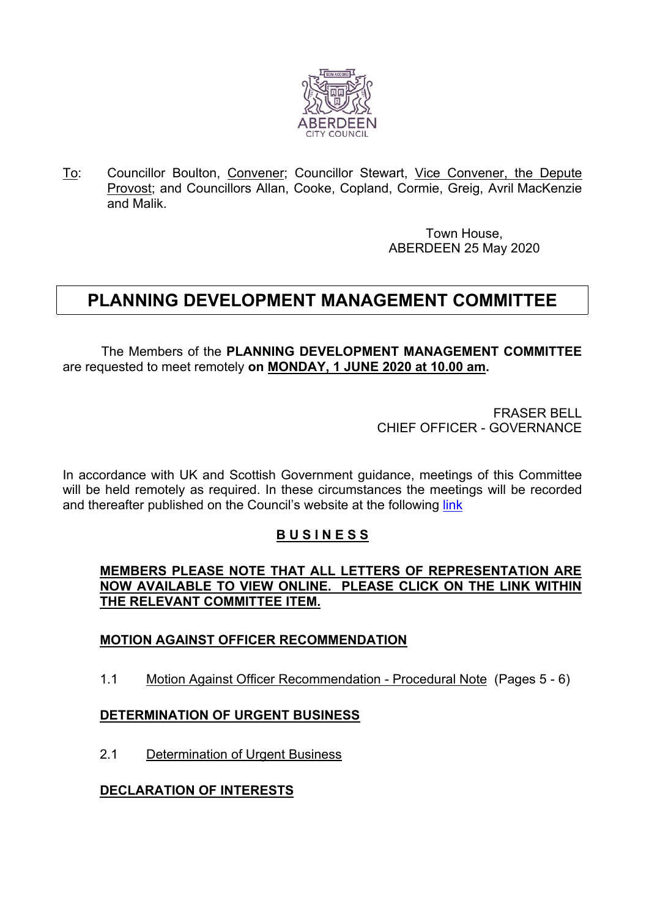To: Councillor Boulton, Convener; Councillor Stewart, Vice Convener, the Depute Provost; and Councillors Allan, Cooke, Copland, Cormie, Greig, Avril MacKenzie and Malik.

Town House,
ABERDEEN 25 May 2020

# PLANNING DEVELOPMENT MANAGEMENT COMMITTEE

The Members of the **PLANNING DEVELOPMENT MANAGEMENT COMMITTEE** are requested to meet remotely **on MONDAY, 1 JUNE 2020 at 10.00 am.**

FRASER BELL
CHIEF OFFICER - GOVERNANCE

In accordance with UK and Scottish Government guidance, meetings of this Committee will be held remotely as required. In these circumstances the meetings will be recorded and thereafter published on the Council's website at the following link

## BUSINESS

**MEMBERS PLEASE NOTE THAT ALL LETTERS OF REPRESENTATION ARE NOW AVAILABLE TO VIEW ONLINE. PLEASE CLICK ON THE LINK WITHIN THE RELEVANT COMMITTEE ITEM.**

### MOTION AGAINST OFFICER RECOMMENDATION

1.1 Motion Against Officer Recommendation - Procedural Note (Pages 5 - 6)

### DETERMINATION OF URGENT BUSINESS

2.1 Determination of Urgent Business

### DECLARATION OF INTERESTS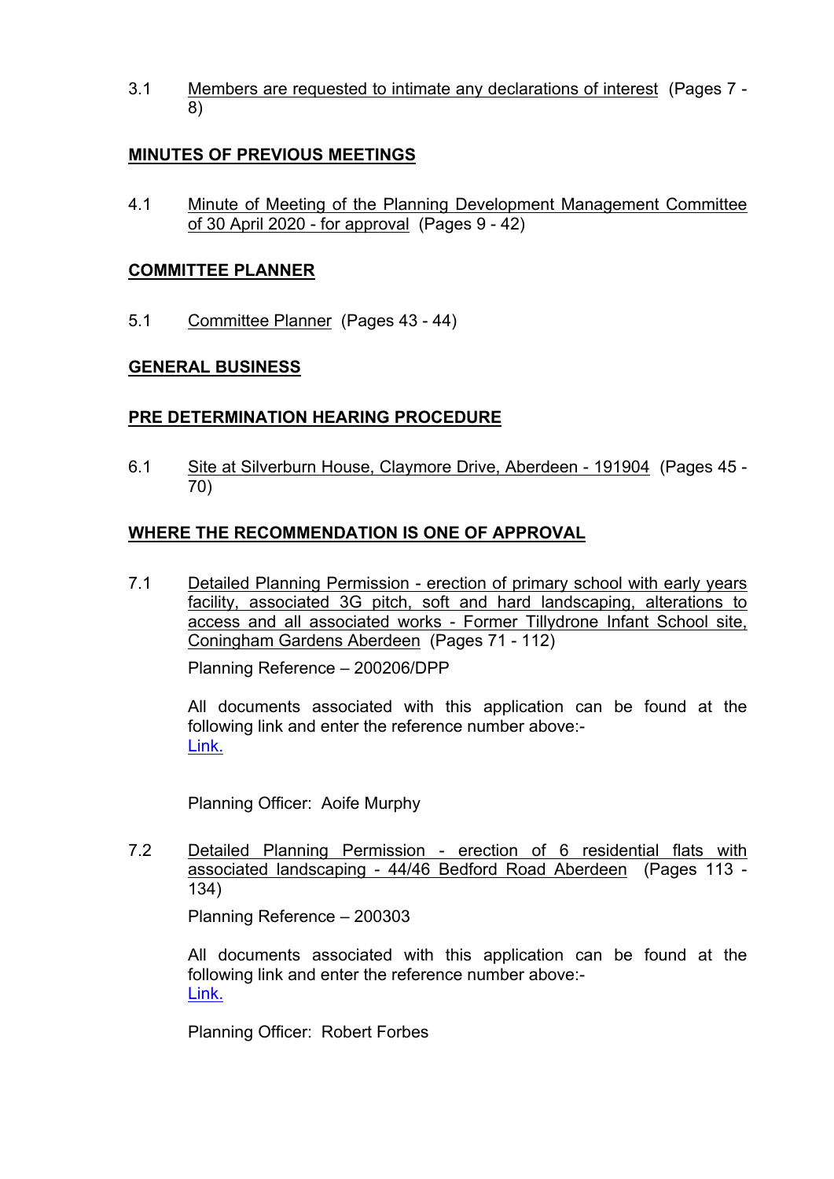3.1 Members are requested to intimate any declarations of interest (Pages 7 - 8)

**MINUTES OF PREVIOUS MEETINGS**

4.1 Minute of Meeting of the Planning Development Management Committee of 30 April 2020 - for approval (Pages 9 - 42)

**COMMITTEE PLANNER**

5.1 Committee Planner (Pages 43 - 44)

**GENERAL BUSINESS**

**PRE DETERMINATION HEARING PROCEDURE**

6.1 Site at Silverburn House, Claymore Drive, Aberdeen - 191904 (Pages 45 - 70)

**WHERE THE RECOMMENDATION IS ONE OF APPROVAL**

7.1 Detailed Planning Permission - erection of primary school with early years facility, associated 3G pitch, soft and hard landscaping, alterations to access and all associated works - Former Tillydrone Infant School site, Coningham Gardens Aberdeen (Pages 71 - 112)

Planning Reference – 200206/DPP

All documents associated with this application can be found at the following link and enter the reference number above:-
Link.

Planning Officer: Aoife Murphy

7.2 Detailed Planning Permission - erection of 6 residential flats with associated landscaping - 44/46 Bedford Road Aberdeen (Pages 113 - 134)

Planning Reference – 200303

All documents associated with this application can be found at the following link and enter the reference number above:-
Link.

Planning Officer: Robert Forbes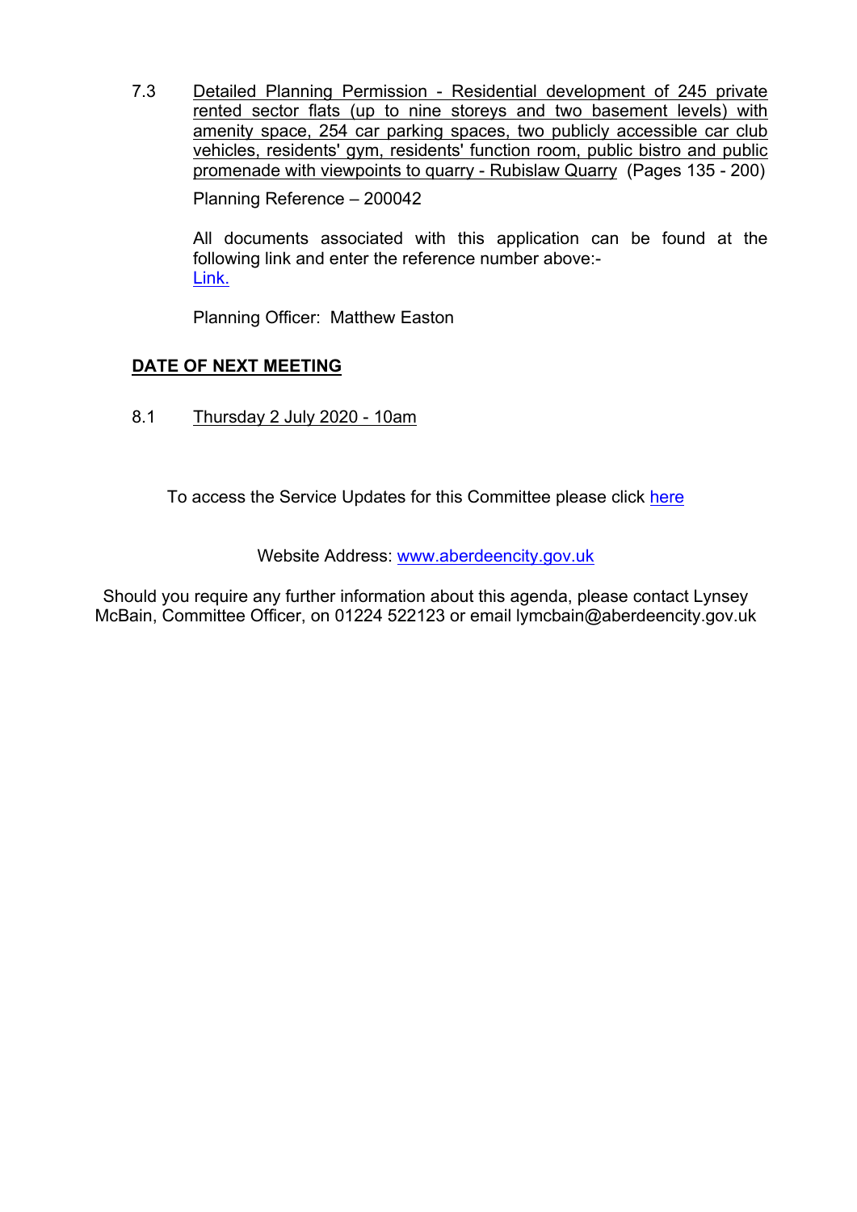7.3 Detailed Planning Permission - Residential development of 245 private rented sector flats (up to nine storeys and two basement levels) with amenity space, 254 car parking spaces, two publicly accessible car club vehicles, residents' gym, residents' function room, public bistro and public promenade with viewpoints to quarry - Rubislaw Quarry (Pages 135 - 200)

Planning Reference – 200042

All documents associated with this application can be found at the following link and enter the reference number above:-
Link.

Planning Officer: Matthew Easton

## DATE OF NEXT MEETING

8.1 Thursday 2 July 2020 - 10am

To access the Service Updates for this Committee please click here

Website Address: www.aberdeencity.gov.uk

Should you require any further information about this agenda, please contact Lynsey McBain, Committee Officer, on 01224 522123 or email lymcbain@aberdeencity.gov.uk